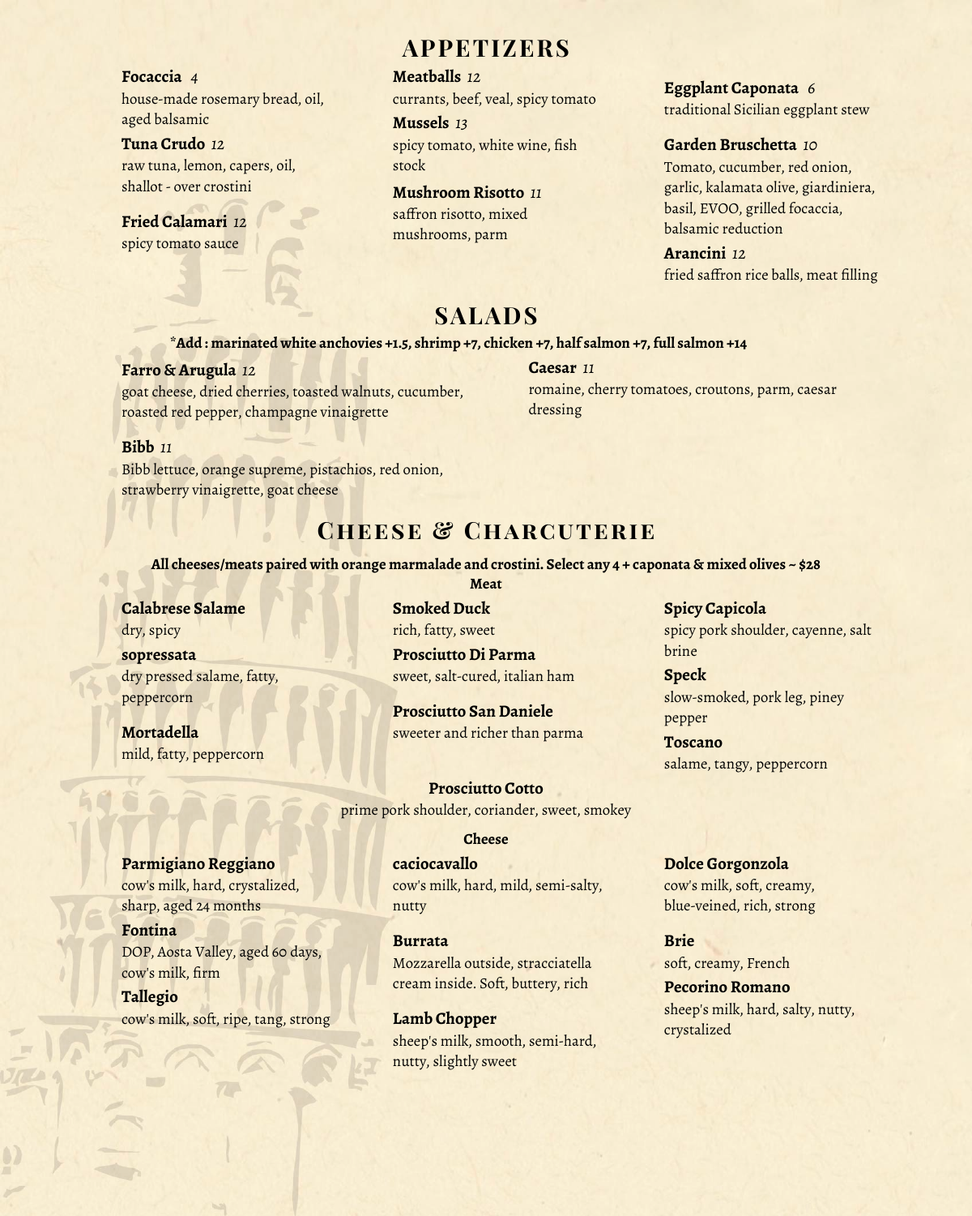## APPETIZERS

**Focaccia** *4*
house-made rosemary bread, oil, aged balsamic

**Tuna Crudo** *12*
raw tuna, lemon, capers, oil, shallot - over crostini

**Fried Calamari** *12*
spicy tomato sauce

**Meatballs** *12*
currants, beef, veal, spicy tomato

**Mussels** *13*
spicy tomato, white wine, fish stock

**Mushroom Risotto** *11*
saffron risotto, mixed mushrooms, parm

**Eggplant Caponata** *6*
traditional Sicilian eggplant stew

**Garden Bruschetta** *10*
Tomato, cucumber, red onion, garlic, kalamata olive, giardiniera, basil, EVOO, grilled focaccia, balsamic reduction

**Arancini** *12*
fried saffron rice balls, meat filling

## SALADS

**\*Add : marinated white anchovies +1.5, shrimp +7, chicken +7, half salmon +7, full salmon +14**

**Farro & Arugula** *12*
goat cheese, dried cherries, toasted walnuts, cucumber, roasted red pepper, champagne vinaigrette

**Caesar** *11*
romaine, cherry tomatoes, croutons, parm, caesar dressing

**Bibb** *11*
Bibb lettuce, orange supreme, pistachios, red onion, strawberry vinaigrette, goat cheese

## Cheese & Charcuterie

**All cheeses/meats paired with orange marmalade and crostini. Select any 4 + caponata & mixed olives ~ $28**

### Meat

**Calabrese Salame**
dry, spicy

**sopressata**
dry pressed salame, fatty, peppercorn

**Mortadella**
mild, fatty, peppercorn

**Smoked Duck**
rich, fatty, sweet

**Prosciutto Di Parma**
sweet, salt-cured, italian ham

**Prosciutto San Daniele**
sweeter and richer than parma

**Spicy Capicola**
spicy pork shoulder, cayenne, salt brine

**Speck**
slow-smoked, pork leg, piney pepper

**Toscano**
salame, tangy, peppercorn

**Prosciutto Cotto**
prime pork shoulder, coriander, sweet, smokey

### Cheese

**Parmigiano Reggiano**
cow's milk, hard, crystalized, sharp, aged 24 months

**Fontina**
DOP, Aosta Valley, aged 60 days, cow's milk, firm

**Tallegio**
cow's milk, soft, ripe, tang, strong

**caciocavallo**
cow's milk, hard, mild, semi-salty, nutty

**Burrata**
Mozzarella outside, stracciatella cream inside. Soft, buttery, rich

**Lamb Chopper**
sheep's milk, smooth, semi-hard, nutty, slightly sweet

**Dolce Gorgonzola**
cow's milk, soft, creamy, blue-veined, rich, strong

**Brie**
soft, creamy, French

**Pecorino Romano**
sheep's milk, hard, salty, nutty, crystalized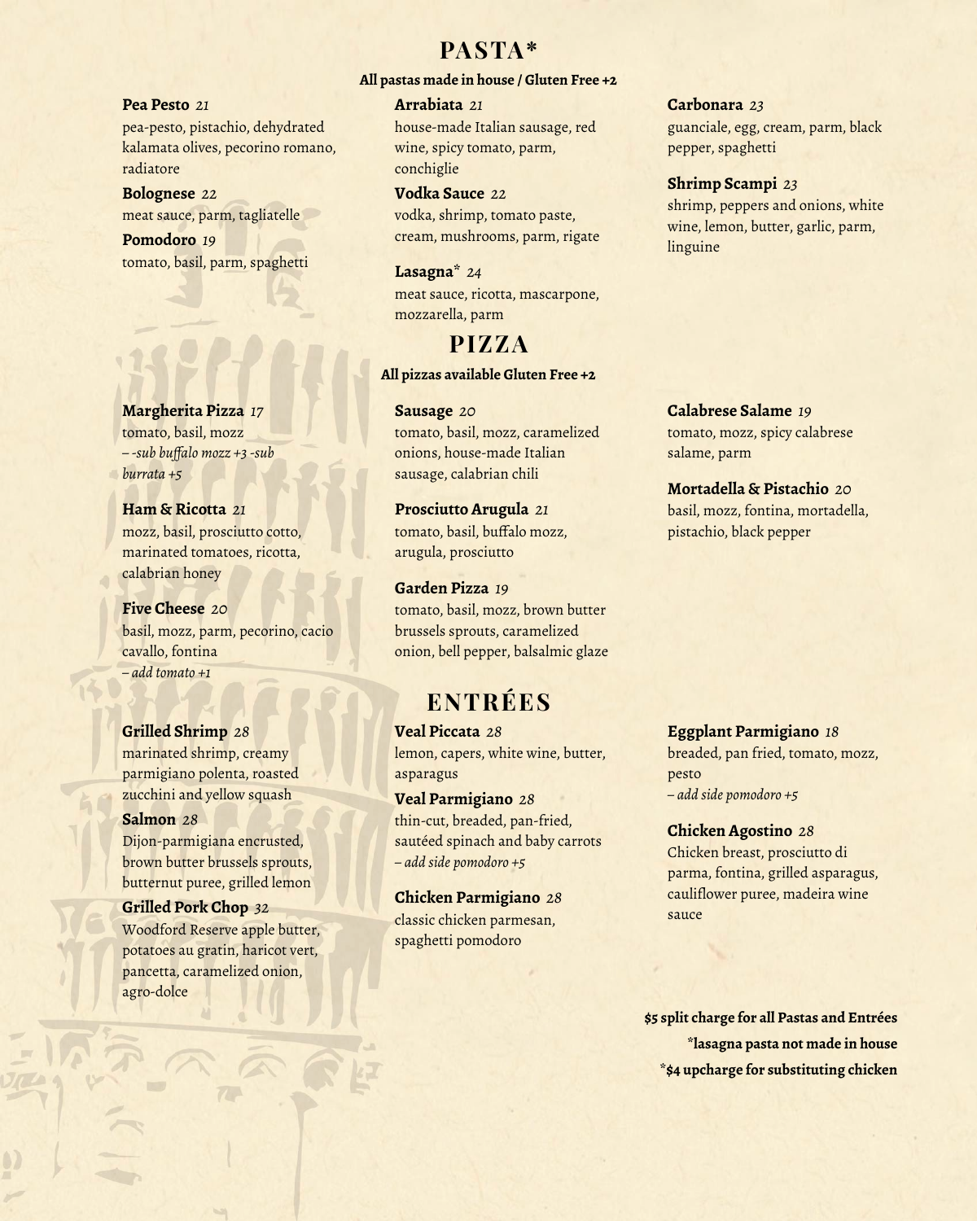## PASTA*

**All pastas made in house / Gluten Free +2**

**Pea Pesto** *21*
pea-pesto, pistachio, dehydrated kalamata olives, pecorino romano, radiatore

**Bolognese** *22*
meat sauce, parm, tagliatelle

**Pomodoro** *19*
tomato, basil, parm, spaghetti

**Arrabiata** *21*
house-made Italian sausage, red wine, spicy tomato, parm, conchiglie

**Vodka Sauce** *22*
vodka, shrimp, tomato paste, cream, mushrooms, parm, rigate

**Lasagna*** *24*
meat sauce, ricotta, mascarpone, mozzarella, parm

**Carbonara** *23*
guanciale, egg, cream, parm, black pepper, spaghetti

**Shrimp Scampi** *23*
shrimp, peppers and onions, white wine, lemon, butter, garlic, parm, linguine

## PIZZA

**All pizzas available Gluten Free +2**

**Margherita Pizza** *17*
tomato, basil, mozz
*– -sub buffalo mozz +3 -sub burrata +5*

**Ham & Ricotta** *21*
mozz, basil, prosciutto cotto, marinated tomatoes, ricotta, calabrian honey

**Five Cheese** *20*
basil, mozz, parm, pecorino, cacio cavallo, fontina
*– add tomato +1*

**Sausage** *20*
tomato, basil, mozz, caramelized onions, house-made Italian sausage, calabrian chili

**Prosciutto Arugula** *21*
tomato, basil, buffalo mozz, arugula, prosciutto

**Garden Pizza** *19*
tomato, basil, mozz, brown butter brussels sprouts, caramelized onion, bell pepper, balsalmic glaze

**Calabrese Salame** *19*
tomato, mozz, spicy calabrese salame, parm

**Mortadella & Pistachio** *20*
basil, mozz, fontina, mortadella, pistachio, black pepper

## ENTRÉES

**Grilled Shrimp** *28*
marinated shrimp, creamy parmigiano polenta, roasted zucchini and yellow squash

**Salmon** *28*
Dijon-parmigiana encrusted, brown butter brussels sprouts, butternut puree, grilled lemon

**Grilled Pork Chop** *32*
Woodford Reserve apple butter, potatoes au gratin, haricot vert, pancetta, caramelized onion, agro-dolce

**Veal Piccata** *28*
lemon, capers, white wine, butter, asparagus

**Veal Parmigiano** *28*
thin-cut, breaded, pan-fried, sautéed spinach and baby carrots
*– add side pomodoro +5*

**Chicken Parmigiano** *28*
classic chicken parmesan, spaghetti pomodoro

**Eggplant Parmigiano** *18*
breaded, pan fried, tomato, mozz, pesto
*– add side pomodoro +5*

**Chicken Agostino** *28*
Chicken breast, prosciutto di parma, fontina, grilled asparagus, cauliflower puree, madeira wine sauce

**$5 split charge for all Pastas and Entrées**

***lasagna pasta not made in house**

***$4 upcharge for substituting chicken**